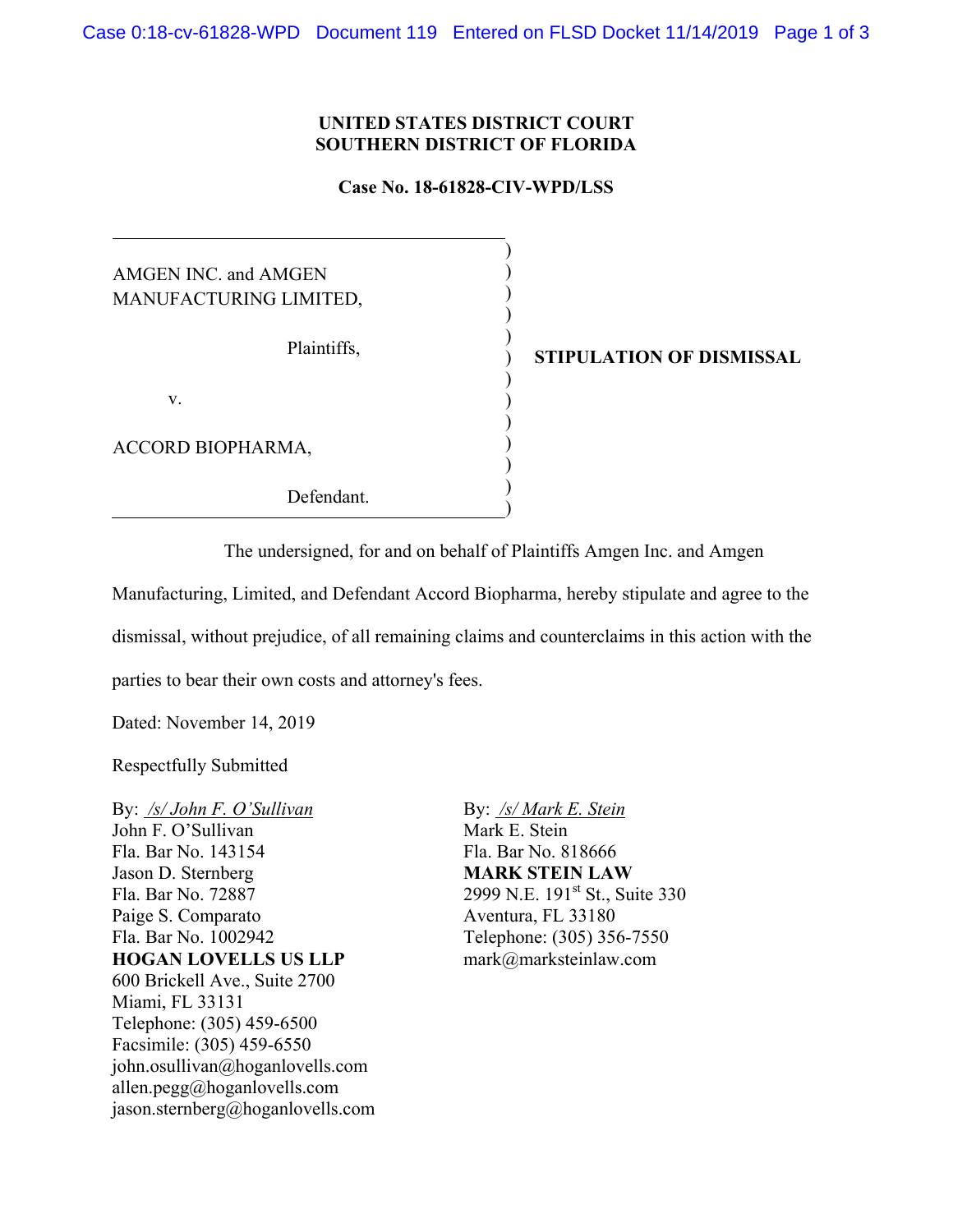**UNITED STATES DISTRICT COURT**
**SOUTHERN DISTRICT OF FLORIDA**

**Case No. 18-61828-CIV-WPD/LSS**

AMGEN INC. and AMGEN MANUFACTURING LIMITED,

Plaintiffs,

v.

ACCORD BIOPHARMA,

Defendant.

**STIPULATION OF DISMISSAL**

The undersigned, for and on behalf of Plaintiffs Amgen Inc. and Amgen Manufacturing, Limited, and Defendant Accord Biopharma, hereby stipulate and agree to the dismissal, without prejudice, of all remaining claims and counterclaims in this action with the parties to bear their own costs and attorney's fees.

Dated: November 14, 2019

Respectfully Submitted

By: _/s/ John F. O'Sullivan_
John F. O'Sullivan
Fla. Bar No. 143154
Jason D. Sternberg
Fla. Bar No. 72887
Paige S. Comparato
Fla. Bar No. 1002942
**HOGAN LOVELLS US LLP**
600 Brickell Ave., Suite 2700
Miami, FL 33131
Telephone: (305) 459-6500
Facsimile: (305) 459-6550
john.osullivan@hoganlovells.com
allen.pegg@hoganlovells.com
jason.sternberg@hoganlovells.com

By: _/s/ Mark E. Stein_
Mark E. Stein
Fla. Bar No. 818666
**MARK STEIN LAW**
2999 N.E. 191st St., Suite 330
Aventura, FL 33180
Telephone: (305) 356-7550
mark@marksteinlaw.com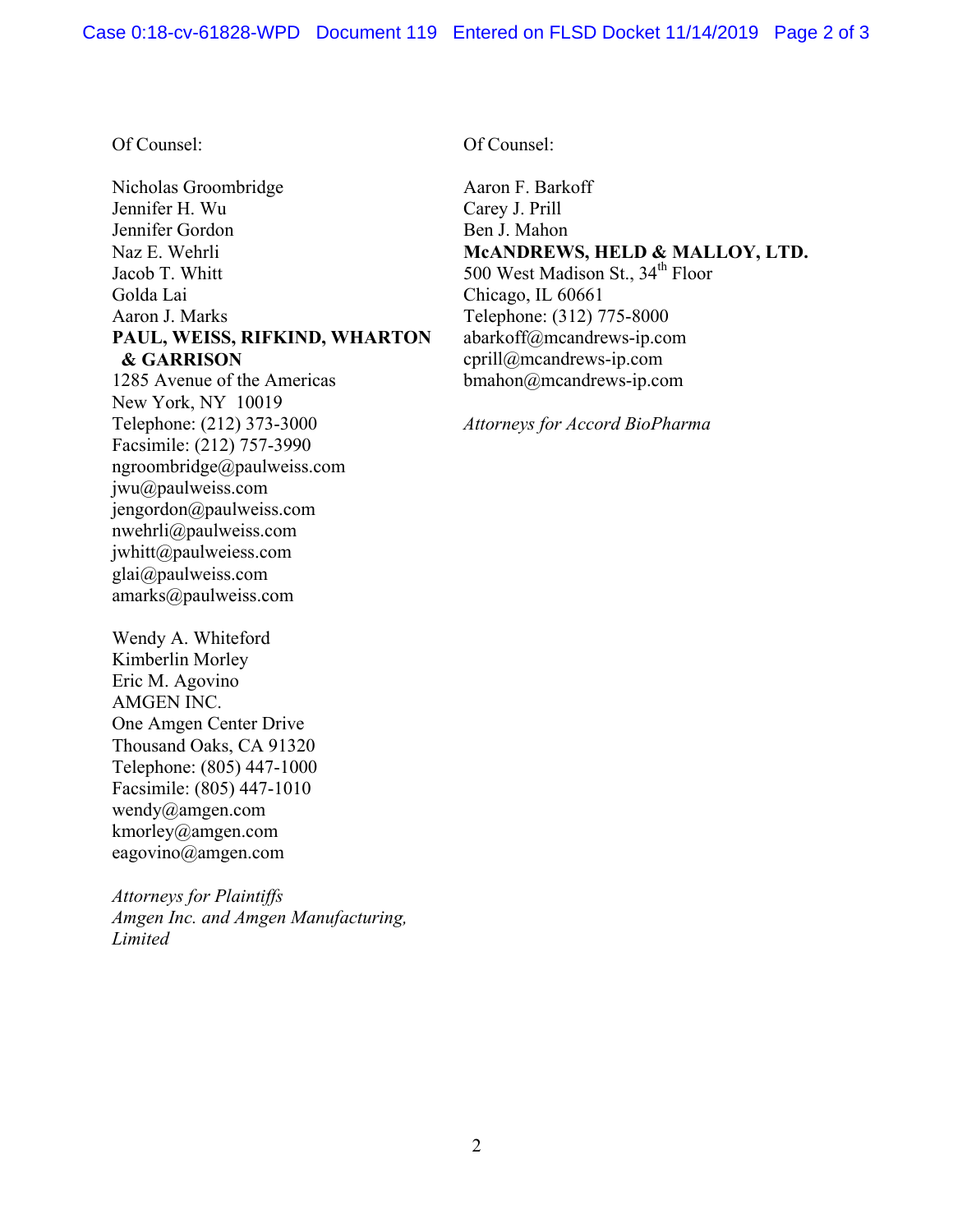Of Counsel:

Nicholas Groombridge
Jennifer H. Wu
Jennifer Gordon
Naz E. Wehrli
Jacob T. Whitt
Golda Lai
Aaron J. Marks
**PAUL, WEISS, RIFKIND, WHARTON & GARRISON**
1285 Avenue of the Americas
New York, NY 10019
Telephone: (212) 373-3000
Facsimile: (212) 757-3990
ngroombridge@paulweiss.com
jwu@paulweiss.com
jengordon@paulweiss.com
nwehrli@paulweiss.com
jwhitt@paulweiess.com
glai@paulweiss.com
amarks@paulweiss.com

Wendy A. Whiteford
Kimberlin Morley
Eric M. Agovino
AMGEN INC.
One Amgen Center Drive
Thousand Oaks, CA 91320
Telephone: (805) 447-1000
Facsimile: (805) 447-1010
wendy@amgen.com
kmorley@amgen.com
eagovino@amgen.com

*Attorneys for Plaintiffs Amgen Inc. and Amgen Manufacturing, Limited*

Of Counsel:

Aaron F. Barkoff
Carey J. Prill
Ben J. Mahon
**McANDREWS, HELD & MALLOY, LTD.**
500 West Madison St., 34th Floor
Chicago, IL 60661
Telephone: (312) 775-8000
abarkoff@mcandrews-ip.com
cprill@mcandrews-ip.com
bmahon@mcandrews-ip.com

*Attorneys for Accord BioPharma*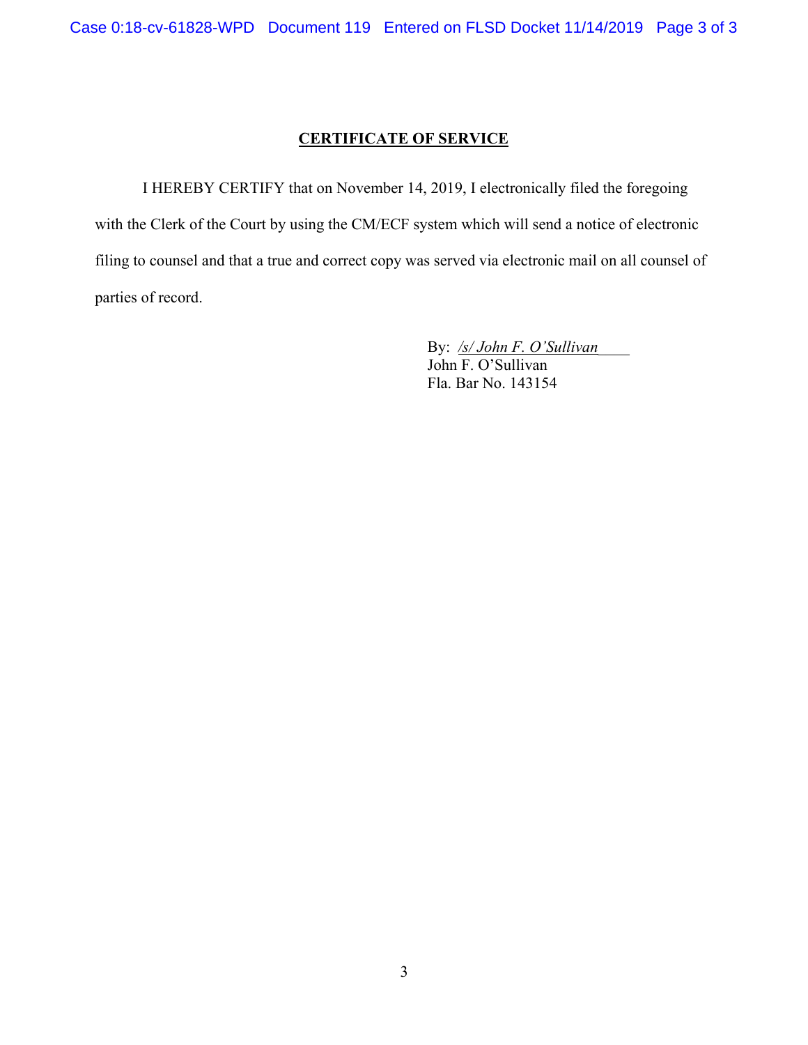# CERTIFICATE OF SERVICE

I HEREBY CERTIFY that on November 14, 2019, I electronically filed the foregoing with the Clerk of the Court by using the CM/ECF system which will send a notice of electronic filing to counsel and that a true and correct copy was served via electronic mail on all counsel of parties of record.

By: */s/ John F. O'Sullivan*
John F. O'Sullivan
Fla. Bar No. 143154